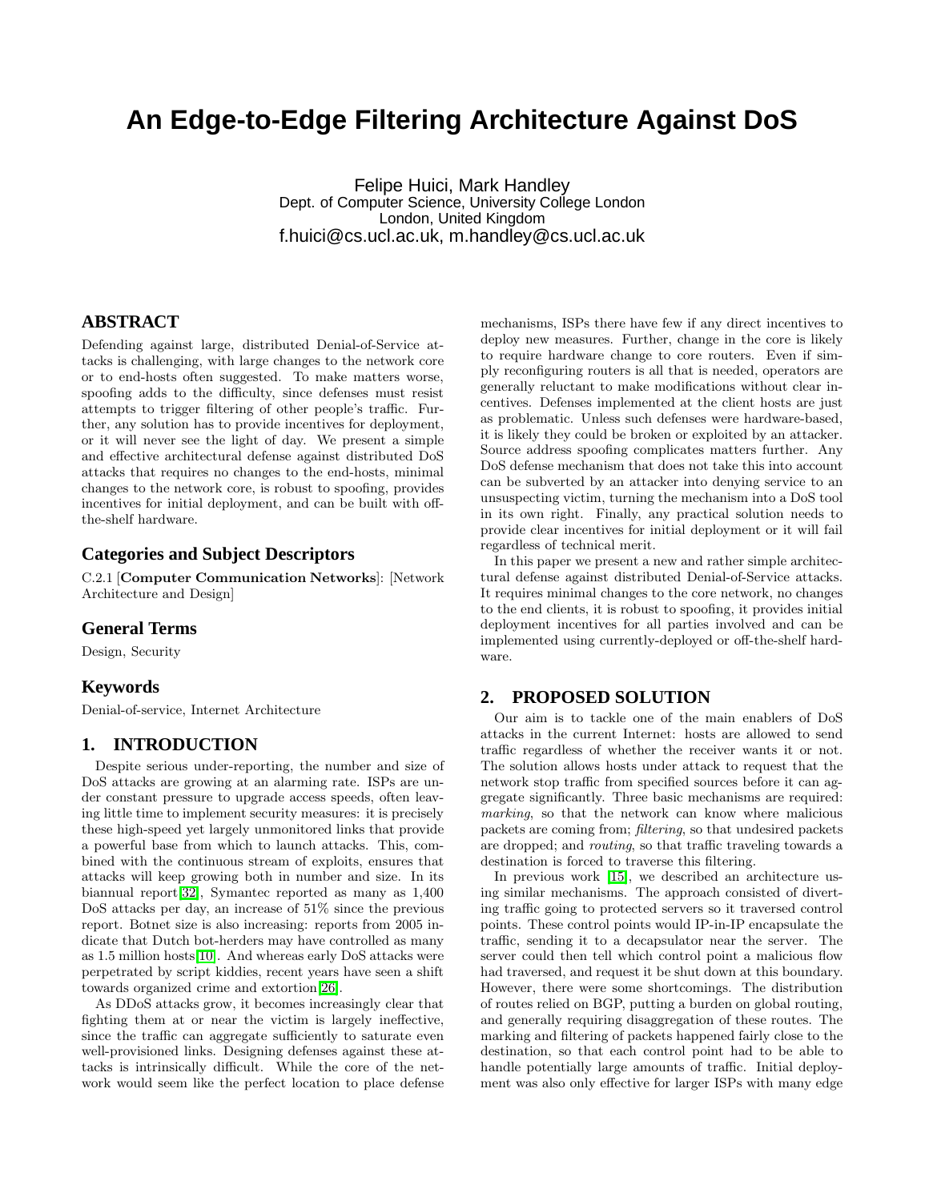# An Edge-to-Edge Filtering Architecture Against DoS

Felipe Huici, Mark Handley
Dept. of Computer Science, University College London
London, United Kingdom
f.huici@cs.ucl.ac.uk, m.handley@cs.ucl.ac.uk

## ABSTRACT

Defending against large, distributed Denial-of-Service attacks is challenging, with large changes to the network core or to end-hosts often suggested. To make matters worse, spoofing adds to the difficulty, since defenses must resist attempts to trigger filtering of other people's traffic. Further, any solution has to provide incentives for deployment, or it will never see the light of day. We present a simple and effective architectural defense against distributed DoS attacks that requires no changes to the end-hosts, minimal changes to the network core, is robust to spoofing, provides incentives for initial deployment, and can be built with off-the-shelf hardware.

### Categories and Subject Descriptors

C.2.1 [**Computer Communication Networks**]: [Network Architecture and Design]

### General Terms

Design, Security

### Keywords

Denial-of-service, Internet Architecture

## 1. INTRODUCTION

Despite serious under-reporting, the number and size of DoS attacks are growing at an alarming rate. ISPs are under constant pressure to upgrade access speeds, often leaving little time to implement security measures: it is precisely these high-speed yet largely unmonitored links that provide a powerful base from which to launch attacks. This, combined with the continuous stream of exploits, ensures that attacks will keep growing both in number and size. In its biannual report[32], Symantec reported as many as 1,400 DoS attacks per day, an increase of 51% since the previous report. Botnet size is also increasing: reports from 2005 indicate that Dutch bot-herders may have controlled as many as 1.5 million hosts[10]. And whereas early DoS attacks were perpetrated by script kiddies, recent years have seen a shift towards organized crime and extortion[26].

As DDoS attacks grow, it becomes increasingly clear that fighting them at or near the victim is largely ineffective, since the traffic can aggregate sufficiently to saturate even well-provisioned links. Designing defenses against these attacks is intrinsically difficult. While the core of the network would seem like the perfect location to place defense mechanisms, ISPs there have few if any direct incentives to deploy new measures. Further, change in the core is likely to require hardware change to core routers. Even if simply reconfiguring routers is all that is needed, operators are generally reluctant to make modifications without clear incentives. Defenses implemented at the client hosts are just as problematic. Unless such defenses were hardware-based, it is likely they could be broken or exploited by an attacker. Source address spoofing complicates matters further. Any DoS defense mechanism that does not take this into account can be subverted by an attacker into denying service to an unsuspecting victim, turning the mechanism into a DoS tool in its own right. Finally, any practical solution needs to provide clear incentives for initial deployment or it will fail regardless of technical merit.

In this paper we present a new and rather simple architectural defense against distributed Denial-of-Service attacks. It requires minimal changes to the core network, no changes to the end clients, it is robust to spoofing, it provides initial deployment incentives for all parties involved and can be implemented using currently-deployed or off-the-shelf hardware.

## 2. PROPOSED SOLUTION

Our aim is to tackle one of the main enablers of DoS attacks in the current Internet: hosts are allowed to send traffic regardless of whether the receiver wants it or not. The solution allows hosts under attack to request that the network stop traffic from specified sources before it can aggregate significantly. Three basic mechanisms are required: *marking*, so that the network can know where malicious packets are coming from; *filtering*, so that undesired packets are dropped; and *routing*, so that traffic traveling towards a destination is forced to traverse this filtering.

In previous work [15], we described an architecture using similar mechanisms. The approach consisted of diverting traffic going to protected servers so it traversed control points. These control points would IP-in-IP encapsulate the traffic, sending it to a decapsulator near the server. The server could then tell which control point a malicious flow had traversed, and request it be shut down at this boundary. However, there were some shortcomings. The distribution of routes relied on BGP, putting a burden on global routing, and generally requiring disaggregation of these routes. The marking and filtering of packets happened fairly close to the destination, so that each control point had to be able to handle potentially large amounts of traffic. Initial deployment was also only effective for larger ISPs with many edge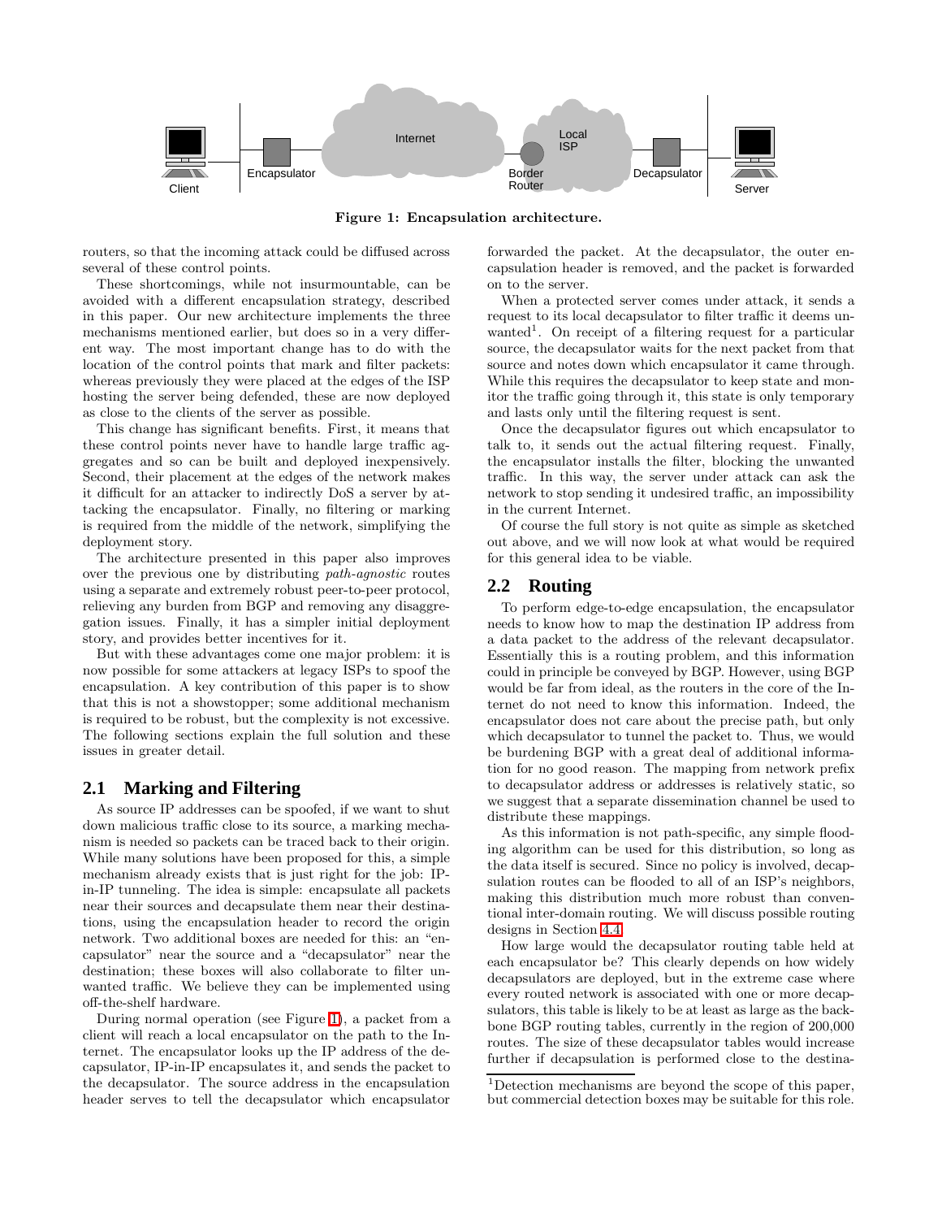Figure 1: Encapsulation architecture.

routers, so that the incoming attack could be diffused across several of these control points.

These shortcomings, while not insurmountable, can be avoided with a different encapsulation strategy, described in this paper. Our new architecture implements the three mechanisms mentioned earlier, but does so in a very different way. The most important change has to do with the location of the control points that mark and filter packets: whereas previously they were placed at the edges of the ISP hosting the server being defended, these are now deployed as close to the clients of the server as possible.

This change has significant benefits. First, it means that these control points never have to handle large traffic aggregates and so can be built and deployed inexpensively. Second, their placement at the edges of the network makes it difficult for an attacker to indirectly DoS a server by attacking the encapsulator. Finally, no filtering or marking is required from the middle of the network, simplifying the deployment story.

The architecture presented in this paper also improves over the previous one by distributing *path-agnostic* routes using a separate and extremely robust peer-to-peer protocol, relieving any burden from BGP and removing any disaggregation issues. Finally, it has a simpler initial deployment story, and provides better incentives for it.

But with these advantages come one major problem: it is now possible for some attackers at legacy ISPs to spoof the encapsulation. A key contribution of this paper is to show that this is not a showstopper; some additional mechanism is required to be robust, but the complexity is not excessive. The following sections explain the full solution and these issues in greater detail.

## 2.1 Marking and Filtering

As source IP addresses can be spoofed, if we want to shut down malicious traffic close to its source, a marking mechanism is needed so packets can be traced back to their origin. While many solutions have been proposed for this, a simple mechanism already exists that is just right for the job: IP-in-IP tunneling. The idea is simple: encapsulate all packets near their sources and decapsulate them near their destinations, using the encapsulation header to record the origin network. Two additional boxes are needed for this: an "encapsulator" near the source and a "decapsulator" near the destination; these boxes will also collaborate to filter unwanted traffic. We believe they can be implemented using off-the-shelf hardware.

During normal operation (see Figure 1), a packet from a client will reach a local encapsulator on the path to the Internet. The encapsulator looks up the IP address of the decapsulator, IP-in-IP encapsulates it, and sends the packet to the decapsulator. The source address in the encapsulation header serves to tell the decapsulator which encapsulator forwarded the packet. At the decapsulator, the outer encapsulation header is removed, and the packet is forwarded on to the server.

When a protected server comes under attack, it sends a request to its local decapsulator to filter traffic it deems unwanted[1]. On receipt of a filtering request for a particular source, the decapsulator waits for the next packet from that source and notes down which encapsulator it came through. While this requires the decapsulator to keep state and monitor the traffic going through it, this state is only temporary and lasts only until the filtering request is sent.

Once the decapsulator figures out which encapsulator to talk to, it sends out the actual filtering request. Finally, the encapsulator installs the filter, blocking the unwanted traffic. In this way, the server under attack can ask the network to stop sending it undesired traffic, an impossibility in the current Internet.

Of course the full story is not quite as simple as sketched out above, and we will now look at what would be required for this general idea to be viable.

## 2.2 Routing

To perform edge-to-edge encapsulation, the encapsulator needs to know how to map the destination IP address from a data packet to the address of the relevant decapsulator. Essentially this is a routing problem, and this information could in principle be conveyed by BGP. However, using BGP would be far from ideal, as the routers in the core of the Internet do not need to know this information. Indeed, the encapsulator does not care about the precise path, but only which decapsulator to tunnel the packet to. Thus, we would be burdening BGP with a great deal of additional information for no good reason. The mapping from network prefix to decapsulator address or addresses is relatively static, so we suggest that a separate dissemination channel be used to distribute these mappings.

As this information is not path-specific, any simple flooding algorithm can be used for this distribution, so long as the data itself is secured. Since no policy is involved, decapsulation routes can be flooded to all of an ISP's neighbors, making this distribution much more robust than conventional inter-domain routing. We will discuss possible routing designs in Section 4.4.

How large would the decapsulator routing table held at each encapsulator be? This clearly depends on how widely decapsulators are deployed, but in the extreme case where every routed network is associated with one or more decapsulators, this table is likely to be at least as large as the backbone BGP routing tables, currently in the region of 200,000 routes. The size of these decapsulator tables would increase further if decapsulation is performed close to the destina-

[1]Detection mechanisms are beyond the scope of this paper, but commercial detection boxes may be suitable for this role.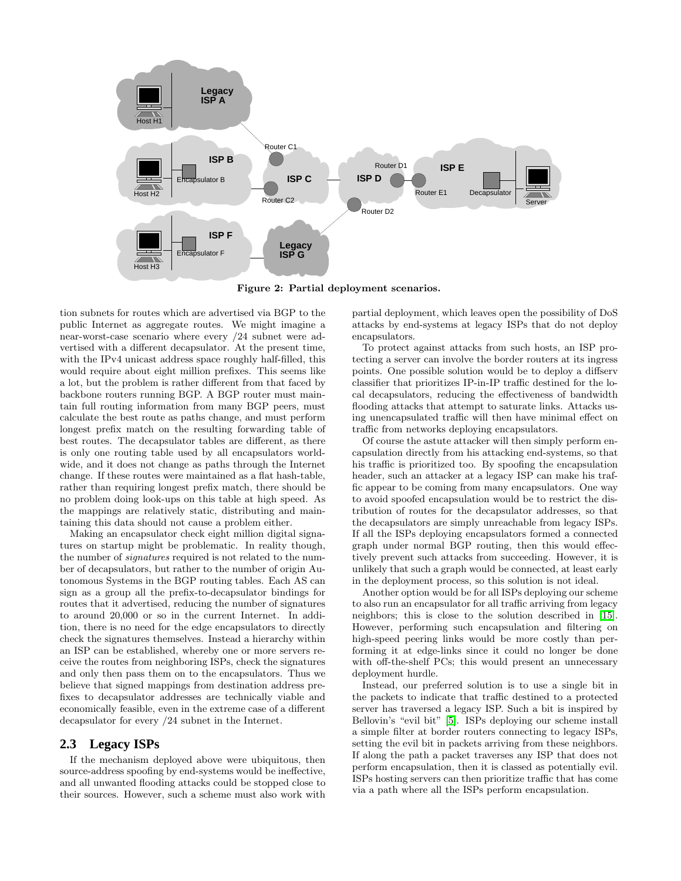Host H1

Legacy ISP A

Router C1

ISP B

Host H2

Encapsulator B

ISP C

Router C2

ISP D

Router D1

ISP E

Router E1

Decapsulator

Server

Router D2

ISP F

Host H3

Encapsulator F

Legacy ISP G

**Figure 2: Partial deployment scenarios.**

tion subnets for routes which are advertised via BGP to the public Internet as aggregate routes. We might imagine a near-worst-case scenario where every /24 subnet were advertised with a different decapsulator. At the present time, with the IPv4 unicast address space roughly half-filled, this would require about eight million prefixes. This seems like a lot, but the problem is rather different from that faced by backbone routers running BGP. A BGP router must maintain full routing information from many BGP peers, must calculate the best route as paths change, and must perform longest prefix match on the resulting forwarding table of best routes. The decapsulator tables are different, as there is only one routing table used by all encapsulators worldwide, and it does not change as paths through the Internet change. If these routes were maintained as a flat hash-table, rather than requiring longest prefix match, there should be no problem doing look-ups on this table at high speed. As the mappings are relatively static, distributing and maintaining this data should not cause a problem either.

Making an encapsulator check eight million digital signatures on startup might be problematic. In reality though, the number of *signatures* required is not related to the number of decapsulators, but rather to the number of origin Autonomous Systems in the BGP routing tables. Each AS can sign as a group all the prefix-to-decapsulator bindings for routes that it advertised, reducing the number of signatures to around 20,000 or so in the current Internet. In addition, there is no need for the edge encapsulators to directly check the signatures themselves. Instead a hierarchy within an ISP can be established, whereby one or more servers receive the routes from neighboring ISPs, check the signatures and only then pass them on to the encapsulators. Thus we believe that signed mappings from destination address prefixes to decapsulator addresses are technically viable and economically feasible, even in the extreme case of a different decapsulator for every /24 subnet in the Internet.

## 2.3 Legacy ISPs

If the mechanism deployed above were ubiquitous, then source-address spoofing by end-systems would be ineffective, and all unwanted flooding attacks could be stopped close to their sources. However, such a scheme must also work with partial deployment, which leaves open the possibility of DoS attacks by end-systems at legacy ISPs that do not deploy encapsulators.

To protect against attacks from such hosts, an ISP protecting a server can involve the border routers at its ingress points. One possible solution would be to deploy a diffserv classifier that prioritizes IP-in-IP traffic destined for the local decapsulators, reducing the effectiveness of bandwidth flooding attacks that attempt to saturate links. Attacks using unencapsulated traffic will then have minimal effect on traffic from networks deploying encapsulators.

Of course the astute attacker will then simply perform encapsulation directly from his attacking end-systems, so that his traffic is prioritized too. By spoofing the encapsulation header, such an attacker at a legacy ISP can make his traffic appear to be coming from many encapsulators. One way to avoid spoofed encapsulation would be to restrict the distribution of routes for the decapsulator addresses, so that the decapsulators are simply unreachable from legacy ISPs. If all the ISPs deploying encapsulators formed a connected graph under normal BGP routing, then this would effectively prevent such attacks from succeeding. However, it is unlikely that such a graph would be connected, at least early in the deployment process, so this solution is not ideal.

Another option would be for all ISPs deploying our scheme to also run an encapsulator for all traffic arriving from legacy neighbors; this is close to the solution described in [15]. However, performing such encapsulation and filtering on high-speed peering links would be more costly than performing it at edge-links since it could no longer be done with off-the-shelf PCs; this would present an unnecessary deployment hurdle.

Instead, our preferred solution is to use a single bit in the packets to indicate that traffic destined to a protected server has traversed a legacy ISP. Such a bit is inspired by Bellovin's "evil bit" [5]. ISPs deploying our scheme install a simple filter at border routers connecting to legacy ISPs, setting the evil bit in packets arriving from these neighbors. If along the path a packet traverses any ISP that does not perform encapsulation, then it is classed as potentially evil. ISPs hosting servers can then prioritize traffic that has come via a path where all the ISPs perform encapsulation.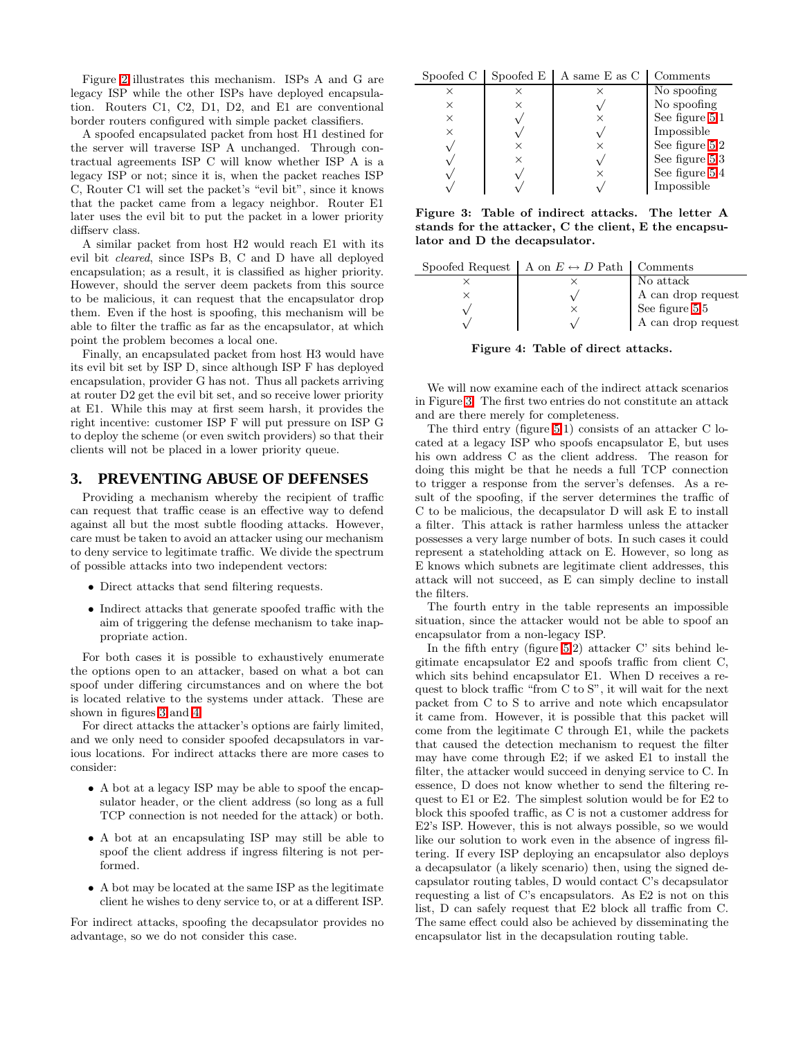Figure 2 illustrates this mechanism. ISPs A and G are legacy ISP while the other ISPs have deployed encapsulation. Routers C1, C2, D1, D2, and E1 are conventional border routers configured with simple packet classifiers.

A spoofed encapsulated packet from host H1 destined for the server will traverse ISP A unchanged. Through contractual agreements ISP C will know whether ISP A is a legacy ISP or not; since it is, when the packet reaches ISP C, Router C1 will set the packet's "evil bit", since it knows that the packet came from a legacy neighbor. Router E1 later uses the evil bit to put the packet in a lower priority diffserv class.

A similar packet from host H2 would reach E1 with its evil bit *cleared*, since ISPs B, C and D have all deployed encapsulation; as a result, it is classified as higher priority. However, should the server deem packets from this source to be malicious, it can request that the encapsulator drop them. Even if the host is spoofing, this mechanism will be able to filter the traffic as far as the encapsulator, at which point the problem becomes a local one.

Finally, an encapsulated packet from host H3 would have its evil bit set by ISP D, since although ISP F has deployed encapsulation, provider G has not. Thus all packets arriving at router D2 get the evil bit set, and so receive lower priority at E1. While this may at first seem harsh, it provides the right incentive: customer ISP F will put pressure on ISP G to deploy the scheme (or even switch providers) so that their clients will not be placed in a lower priority queue.

## 3. PREVENTING ABUSE OF DEFENSES

Providing a mechanism whereby the recipient of traffic can request that traffic cease is an effective way to defend against all but the most subtle flooding attacks. However, care must be taken to avoid an attacker using our mechanism to deny service to legitimate traffic. We divide the spectrum of possible attacks into two independent vectors:

- Direct attacks that send filtering requests.
- Indirect attacks that generate spoofed traffic with the aim of triggering the defense mechanism to take inappropriate action.

For both cases it is possible to exhaustively enumerate the options open to an attacker, based on what a bot can spoof under differing circumstances and on where the bot is located relative to the systems under attack. These are shown in figures 3 and 4.

For direct attacks the attacker's options are fairly limited, and we only need to consider spoofed decapsulators in various locations. For indirect attacks there are more cases to consider:

- A bot at a legacy ISP may be able to spoof the encapsulator header, or the client address (so long as a full TCP connection is not needed for the attack) or both.
- A bot at an encapsulating ISP may still be able to spoof the client address if ingress filtering is not performed.
- A bot may be located at the same ISP as the legitimate client he wishes to deny service to, or at a different ISP.

For indirect attacks, spoofing the decapsulator provides no advantage, so we do not consider this case.

| Spoofed C | Spoofed E | A same E as C | Comments |
|---|---|---|---|
| × | × | × | No spoofing |
| × | × | √ | No spoofing |
| × | √ | × | See figure 5.1 |
| × | √ | √ | Impossible |
| √ | × | × | See figure 5.2 |
| √ | × | √ | See figure 5.3 |
| √ | √ | × | See figure 5.4 |
| √ | √ | √ | Impossible |

**Figure 3: Table of indirect attacks. The letter A stands for the attacker, C the client, E the encapsulator and D the decapsulator.**

| Spoofed Request | A on $E \leftrightarrow D$ Path | Comments |
|---|---|---|
| × | × | No attack |
| × | √ | A can drop request |
| √ | × | See figure 5.5 |
| √ | √ | A can drop request |

**Figure 4: Table of direct attacks.**

We will now examine each of the indirect attack scenarios in Figure 3. The first two entries do not constitute an attack and are there merely for completeness.

The third entry (figure 5.1) consists of an attacker C located at a legacy ISP who spoofs encapsulator E, but uses his own address C as the client address. The reason for doing this might be that he needs a full TCP connection to trigger a response from the server's defenses. As a result of the spoofing, if the server determines the traffic of C to be malicious, the decapsulator D will ask E to install a filter. This attack is rather harmless unless the attacker possesses a very large number of bots. In such cases it could represent a stateholding attack on E. However, so long as E knows which subnets are legitimate client addresses, this attack will not succeed, as E can simply decline to install the filters.

The fourth entry in the table represents an impossible situation, since the attacker would not be able to spoof an encapsulator from a non-legacy ISP.

In the fifth entry (figure 5.2) attacker C' sits behind legitimate encapsulator E2 and spoofs traffic from client C, which sits behind encapsulator E1. When D receives a request to block traffic "from C to S", it will wait for the next packet from C to S to arrive and note which encapsulator it came from. However, it is possible that this packet will come from the legitimate C through E1, while the packets that caused the detection mechanism to request the filter may have come through E2; if we asked E1 to install the filter, the attacker would succeed in denying service to C. In essence, D does not know whether to send the filtering request to E1 or E2. The simplest solution would be for E2 to block this spoofed traffic, as C is not a customer address for E2's ISP. However, this is not always possible, so we would like our solution to work even in the absence of ingress filtering. If every ISP deploying an encapsulator also deploys a decapsulator (a likely scenario) then, using the signed decapsulator routing tables, D would contact C's decapsulator requesting a list of C's encapsulators. As E2 is not on this list, D can safely request that E2 block all traffic from C. The same effect could also be achieved by disseminating the encapsulator list in the decapsulation routing table.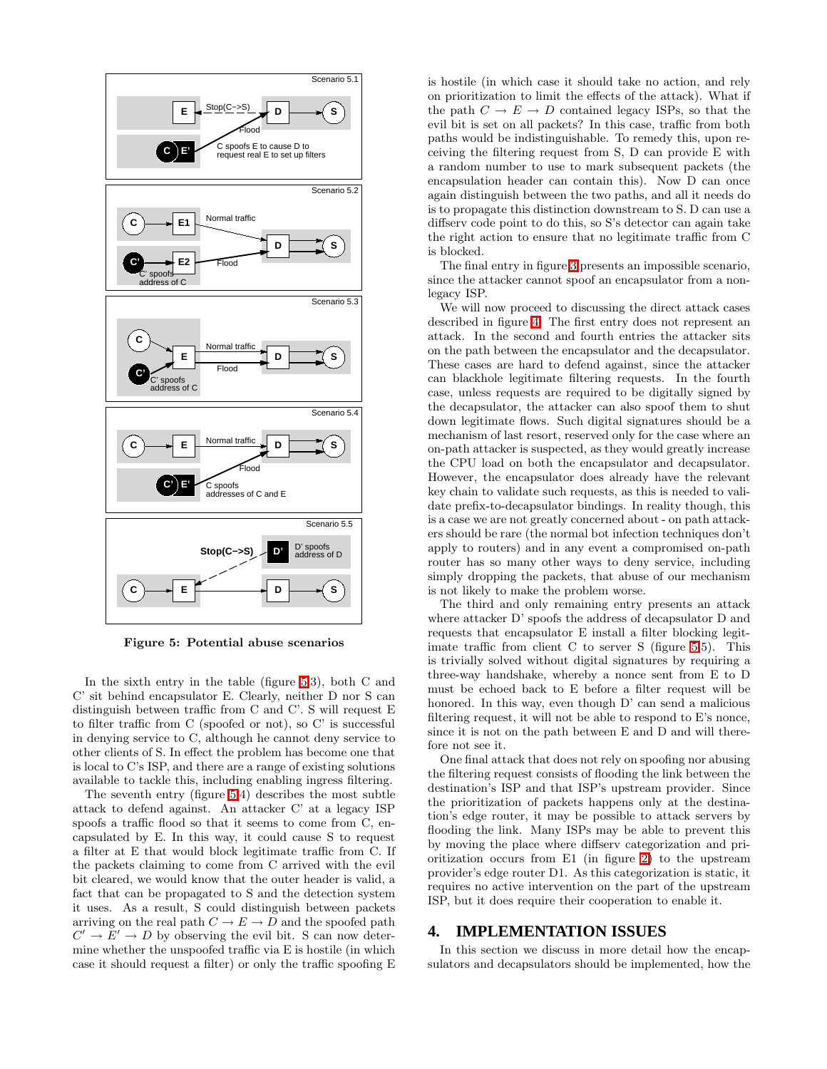Figure 5: Potential abuse scenarios

In the sixth entry in the table (figure 5.3), both C and C' sit behind encapsulator E. Clearly, neither D nor S can distinguish between traffic from C and C'. S will request E to filter traffic from C (spoofed or not), so C' is successful in denying service to C, although he cannot deny service to other clients of S. In effect the problem has become one that is local to C's ISP, and there are a range of existing solutions available to tackle this, including enabling ingress filtering.

The seventh entry (figure 5.4) describes the most subtle attack to defend against. An attacker C' at a legacy ISP spoofs a traffic flood so that it seems to come from C, encapsulated by E. In this way, it could cause S to request a filter at E that would block legitimate traffic from C. If the packets claiming to come from C arrived with the evil bit cleared, we would know that the outer header is valid, a fact that can be propagated to S and the detection system it uses. As a result, S could distinguish between packets arriving on the real path $C \rightarrow E \rightarrow D$ and the spoofed path $C' \rightarrow E' \rightarrow D$ by observing the evil bit. S can now determine whether the unspoofed traffic via E is hostile (in which case it should request a filter) or only the traffic spoofing E is hostile (in which case it should take no action, and rely on prioritization to limit the effects of the attack). What if the path $C \rightarrow E \rightarrow D$ contained legacy ISPs, so that the evil bit is set on all packets? In this case, traffic from both paths would be indistinguishable. To remedy this, upon receiving the filtering request from S, D can provide E with a random number to use to mark subsequent packets (the encapsulation header can contain this). Now D can once again distinguish between the two paths, and all it needs do is to propagate this distinction downstream to S. D can use a diffserv code point to do this, so S's detector can again take the right action to ensure that no legitimate traffic from C is blocked.

The final entry in figure 3 presents an impossible scenario, since the attacker cannot spoof an encapsulator from a non-legacy ISP.

We will now proceed to discussing the direct attack cases described in figure 4. The first entry does not represent an attack. In the second and fourth entries the attacker sits on the path between the encapsulator and the decapsulator. These cases are hard to defend against, since the attacker can blackhole legitimate filtering requests. In the fourth case, unless requests are required to be digitally signed by the decapsulator, the attacker can also spoof them to shut down legitimate flows. Such digital signatures should be a mechanism of last resort, reserved only for the case where an on-path attacker is suspected, as they would greatly increase the CPU load on both the encapsulator and decapsulator. However, the encapsulator does already have the relevant key chain to validate such requests, as this is needed to validate prefix-to-decapsulator bindings. In reality though, this is a case we are not greatly concerned about - on path attackers should be rare (the normal bot infection techniques don't apply to routers) and in any event a compromised on-path router has so many other ways to deny service, including simply dropping the packets, that abuse of our mechanism is not likely to make the problem worse.

The third and only remaining entry presents an attack where attacker D' spoofs the address of decapsulator D and requests that encapsulator E install a filter blocking legitimate traffic from client C to server S (figure 5.5). This is trivially solved without digital signatures by requiring a three-way handshake, whereby a nonce sent from E to D must be echoed back to E before a filter request will be honored. In this way, even though D' can send a malicious filtering request, it will not be able to respond to E's nonce, since it is not on the path between E and D and will therefore not see it.

One final attack that does not rely on spoofing nor abusing the filtering request consists of flooding the link between the destination's ISP and that ISP's upstream provider. Since the prioritization of packets happens only at the destination's edge router, it may be possible to attack servers by flooding the link. Many ISPs may be able to prevent this by moving the place where diffserv categorization and prioritization occurs from E1 (in figure 2) to the upstream provider's edge router D1. As this categorization is static, it requires no active intervention on the part of the upstream ISP, but it does require their cooperation to enable it.

# 4. IMPLEMENTATION ISSUES

In this section we discuss in more detail how the encapsulators and decapsulators should be implemented, how the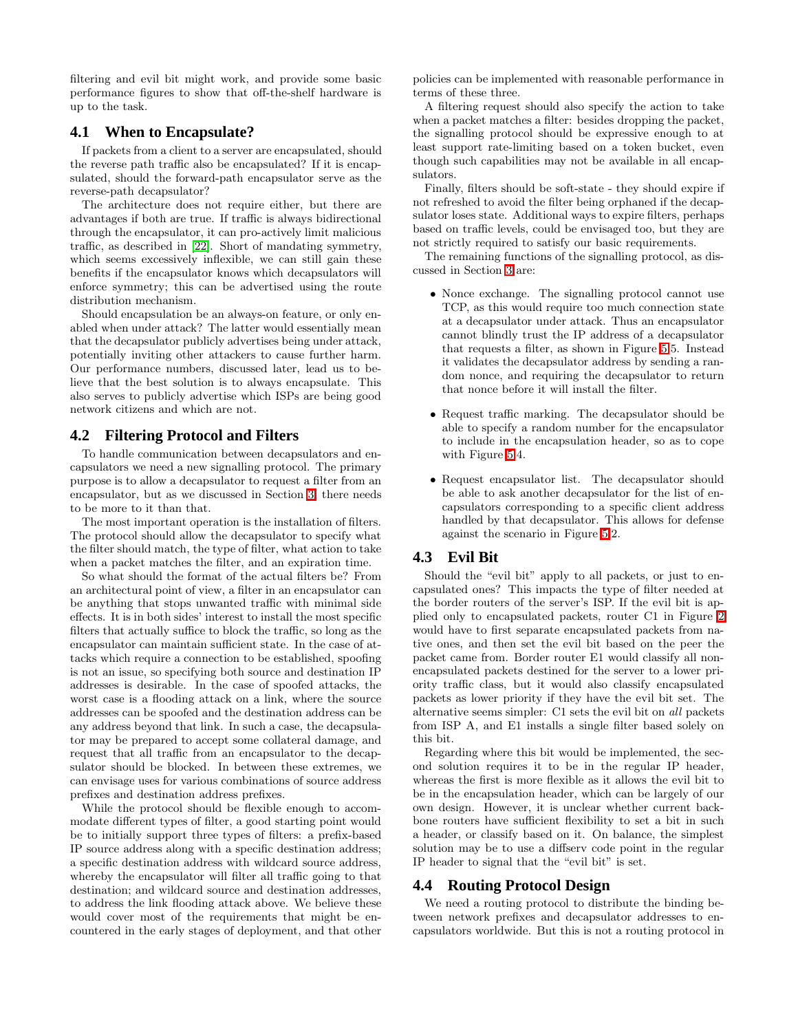filtering and evil bit might work, and provide some basic performance figures to show that off-the-shelf hardware is up to the task.

## 4.1 When to Encapsulate?

If packets from a client to a server are encapsulated, should the reverse path traffic also be encapsulated? If it is encapsulated, should the forward-path encapsulator serve as the reverse-path decapsulator?

The architecture does not require either, but there are advantages if both are true. If traffic is always bidirectional through the encapsulator, it can pro-actively limit malicious traffic, as described in [22]. Short of mandating symmetry, which seems excessively inflexible, we can still gain these benefits if the encapsulator knows which decapsulators will enforce symmetry; this can be advertised using the route distribution mechanism.

Should encapsulation be an always-on feature, or only enabled when under attack? The latter would essentially mean that the decapsulator publicly advertises being under attack, potentially inviting other attackers to cause further harm. Our performance numbers, discussed later, lead us to believe that the best solution is to always encapsulate. This also serves to publicly advertise which ISPs are being good network citizens and which are not.

## 4.2 Filtering Protocol and Filters

To handle communication between decapsulators and encapsulators we need a new signalling protocol. The primary purpose is to allow a decapsulator to request a filter from an encapsulator, but as we discussed in Section 3, there needs to be more to it than that.

The most important operation is the installation of filters. The protocol should allow the decapsulator to specify what the filter should match, the type of filter, what action to take when a packet matches the filter, and an expiration time.

So what should the format of the actual filters be? From an architectural point of view, a filter in an encapsulator can be anything that stops unwanted traffic with minimal side effects. It is in both sides' interest to install the most specific filters that actually suffice to block the traffic, so long as the encapsulator can maintain sufficient state. In the case of attacks which require a connection to be established, spoofing is not an issue, so specifying both source and destination IP addresses is desirable. In the case of spoofed attacks, the worst case is a flooding attack on a link, where the source addresses can be spoofed and the destination address can be any address beyond that link. In such a case, the decapsulator may be prepared to accept some collateral damage, and request that all traffic from an encapsulator to the decapsulator should be blocked. In between these extremes, we can envisage uses for various combinations of source address prefixes and destination address prefixes.

While the protocol should be flexible enough to accommodate different types of filter, a good starting point would be to initially support three types of filters: a prefix-based IP source address along with a specific destination address; a specific destination address with wildcard source address, whereby the encapsulator will filter all traffic going to that destination; and wildcard source and destination addresses, to address the link flooding attack above. We believe these would cover most of the requirements that might be encountered in the early stages of deployment, and that other policies can be implemented with reasonable performance in terms of these three.

A filtering request should also specify the action to take when a packet matches a filter: besides dropping the packet, the signalling protocol should be expressive enough to at least support rate-limiting based on a token bucket, even though such capabilities may not be available in all encapsulators.

Finally, filters should be soft-state - they should expire if not refreshed to avoid the filter being orphaned if the decapsulator loses state. Additional ways to expire filters, perhaps based on traffic levels, could be envisaged too, but they are not strictly required to satisfy our basic requirements.

The remaining functions of the signalling protocol, as discussed in Section 3 are:

- Nonce exchange. The signalling protocol cannot use TCP, as this would require too much connection state at a decapsulator under attack. Thus an encapsulator cannot blindly trust the IP address of a decapsulator that requests a filter, as shown in Figure 5.5. Instead it validates the decapsulator address by sending a random nonce, and requiring the decapsulator to return that nonce before it will install the filter.
- Request traffic marking. The decapsulator should be able to specify a random number for the encapsulator to include in the encapsulation header, so as to cope with Figure 5.4.
- Request encapsulator list. The decapsulator should be able to ask another decapsulator for the list of encapsulators corresponding to a specific client address handled by that decapsulator. This allows for defense against the scenario in Figure 5.2.

## 4.3 Evil Bit

Should the "evil bit" apply to all packets, or just to encapsulated ones? This impacts the type of filter needed at the border routers of the server's ISP. If the evil bit is applied only to encapsulated packets, router C1 in Figure 2 would have to first separate encapsulated packets from native ones, and then set the evil bit based on the peer the packet came from. Border router E1 would classify all non-encapsulated packets destined for the server to a lower priority traffic class, but it would also classify encapsulated packets as lower priority if they have the evil bit set. The alternative seems simpler: C1 sets the evil bit on *all* packets from ISP A, and E1 installs a single filter based solely on this bit.

Regarding where this bit would be implemented, the second solution requires it to be in the regular IP header, whereas the first is more flexible as it allows the evil bit to be in the encapsulation header, which can be largely of our own design. However, it is unclear whether current backbone routers have sufficient flexibility to set a bit in such a header, or classify based on it. On balance, the simplest solution may be to use a diffserv code point in the regular IP header to signal that the "evil bit" is set.

## 4.4 Routing Protocol Design

We need a routing protocol to distribute the binding between network prefixes and decapsulator addresses to encapsulators worldwide. But this is not a routing protocol in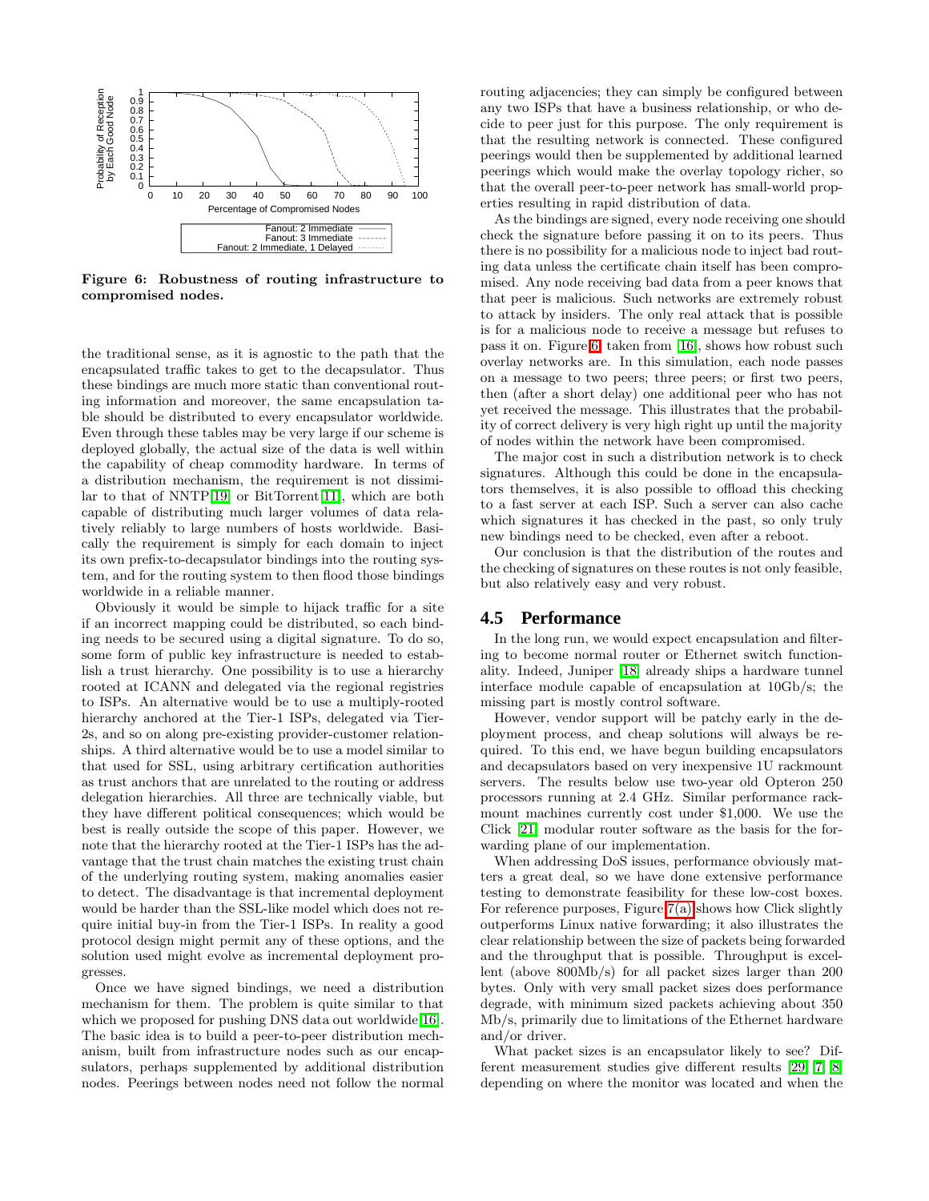Probability of Reception by Each Good Node
1
0.9
0.8
0.7
0.6
0.5
0.4
0.3
0.2
0.1
0
0 10 20 30 40 50 60 70 80 90 100
Percentage of Compromised Nodes
Fanout: 2 Immediate
Fanout: 3 Immediate
Fanout: 2 Immediate, 1 Delayed

**Figure 6: Robustness of routing infrastructure to compromised nodes.**

the traditional sense, as it is agnostic to the path that the encapsulated traffic takes to get to the decapsulator. Thus these bindings are much more static than conventional routing information and moreover, the same encapsulation table should be distributed to every encapsulator worldwide. Even through these tables may be very large if our scheme is deployed globally, the actual size of the data is well within the capability of cheap commodity hardware. In terms of a distribution mechanism, the requirement is not dissimilar to that of NNTP[19] or BitTorrent[11], which are both capable of distributing much larger volumes of data relatively reliably to large numbers of hosts worldwide. Basically the requirement is simply for each domain to inject its own prefix-to-decapsulator bindings into the routing system, and for the routing system to then flood those bindings worldwide in a reliable manner.

Obviously it would be simple to hijack traffic for a site if an incorrect mapping could be distributed, so each binding needs to be secured using a digital signature. To do so, some form of public key infrastructure is needed to establish a trust hierarchy. One possibility is to use a hierarchy rooted at ICANN and delegated via the regional registries to ISPs. An alternative would be to use a multiply-rooted hierarchy anchored at the Tier-1 ISPs, delegated via Tier-2s, and so on along pre-existing provider-customer relationships. A third alternative would be to use a model similar to that used for SSL, using arbitrary certification authorities as trust anchors that are unrelated to the routing or address delegation hierarchies. All three are technically viable, but they have different political consequences; which would be best is really outside the scope of this paper. However, we note that the hierarchy rooted at the Tier-1 ISPs has the advantage that the trust chain matches the existing trust chain of the underlying routing system, making anomalies easier to detect. The disadvantage is that incremental deployment would be harder than the SSL-like model which does not require initial buy-in from the Tier-1 ISPs. In reality a good protocol design might permit any of these options, and the solution used might evolve as incremental deployment progresses.

Once we have signed bindings, we need a distribution mechanism for them. The problem is quite similar to that which we proposed for pushing DNS data out worldwide[16]. The basic idea is to build a peer-to-peer distribution mechanism, built from infrastructure nodes such as our encapsulators, perhaps supplemented by additional distribution nodes. Peerings between nodes need not follow the normal routing adjacencies; they can simply be configured between any two ISPs that have a business relationship, or who decide to peer just for this purpose. The only requirement is that the resulting network is connected. These configured peerings would then be supplemented by additional learned peerings which would make the overlay topology richer, so that the overall peer-to-peer network has small-world properties resulting in rapid distribution of data.

As the bindings are signed, every node receiving one should check the signature before passing it on to its peers. Thus there is no possibility for a malicious node to inject bad routing data unless the certificate chain itself has been compromised. Any node receiving bad data from a peer knows that that peer is malicious. Such networks are extremely robust to attack by insiders. The only real attack that is possible is for a malicious node to receive a message but refuses to pass it on. Figure 6, taken from [16], shows how robust such overlay networks are. In this simulation, each node passes on a message to two peers; three peers; or first two peers, then (after a short delay) one additional peer who has not yet received the message. This illustrates that the probability of correct delivery is very high right up until the majority of nodes within the network have been compromised.

The major cost in such a distribution network is to check signatures. Although this could be done in the encapsulators themselves, it is also possible to offload this checking to a fast server at each ISP. Such a server can also cache which signatures it has checked in the past, so only truly new bindings need to be checked, even after a reboot.

Our conclusion is that the distribution of the routes and the checking of signatures on these routes is not only feasible, but also relatively easy and very robust.

## 4.5 Performance

In the long run, we would expect encapsulation and filtering to become normal router or Ethernet switch functionality. Indeed, Juniper [18] already ships a hardware tunnel interface module capable of encapsulation at 10Gb/s; the missing part is mostly control software.

However, vendor support will be patchy early in the deployment process, and cheap solutions will always be required. To this end, we have begun building encapsulators and decapsulators based on very inexpensive 1U rackmount servers. The results below use two-year old Opteron 250 processors running at 2.4 GHz. Similar performance rackmount machines currently cost under $1,000. We use the Click [21] modular router software as the basis for the forwarding plane of our implementation.

When addressing DoS issues, performance obviously matters a great deal, so we have done extensive performance testing to demonstrate feasibility for these low-cost boxes. For reference purposes, Figure 7(a) shows how Click slightly outperforms Linux native forwarding; it also illustrates the clear relationship between the size of packets being forwarded and the throughput that is possible. Throughput is excellent (above 800Mb/s) for all packet sizes larger than 200 bytes. Only with very small packet sizes does performance degrade, with minimum sized packets achieving about 350 Mb/s, primarily due to limitations of the Ethernet hardware and/or driver.

What packet sizes is an encapsulator likely to see? Different measurement studies give different results [29, 7, 8] depending on where the monitor was located and when the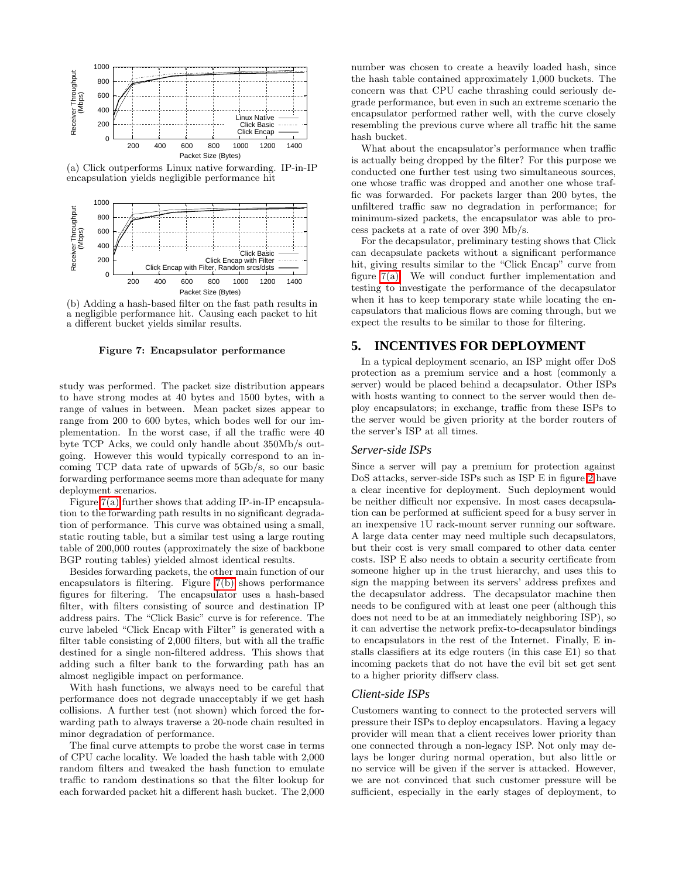Receiver Throughput (Mbps)

1000
800
600
400
200
0

200 400 600 800 1000 1200 1400

Packet Size (Bytes)

Linux Native
Click Basic
Click Encap

(a) Click outperforms Linux native forwarding. IP-in-IP encapsulation yields negligible performance hit

Receiver Throughput (Mbps)

1000
800
600
400
200
0

200 400 600 800 1000 1200 1400

Packet Size (Bytes)

Click Basic
Click Encap with Filter
Click Encap with Filter, Random srcs/dsts

(b) Adding a hash-based filter on the fast path results in a negligible performance hit. Causing each packet to hit a different bucket yields similar results.

**Figure 7: Encapsulator performance**

study was performed. The packet size distribution appears to have strong modes at 40 bytes and 1500 bytes, with a range of values in between. Mean packet sizes appear to range from 200 to 600 bytes, which bodes well for our implementation. In the worst case, if all the traffic were 40 byte TCP Acks, we could only handle about 350Mb/s outgoing. However this would typically correspond to an incoming TCP data rate of upwards of 5Gb/s, so our basic forwarding performance seems more than adequate for many deployment scenarios.

Figure 7(a) further shows that adding IP-in-IP encapsulation to the forwarding path results in no significant degradation of performance. This curve was obtained using a small, static routing table, but a similar test using a large routing table of 200,000 routes (approximately the size of backbone BGP routing tables) yielded almost identical results.

Besides forwarding packets, the other main function of our encapsulators is filtering. Figure 7(b) shows performance figures for filtering. The encapsulator uses a hash-based filter, with filters consisting of source and destination IP address pairs. The "Click Basic" curve is for reference. The curve labeled "Click Encap with Filter" is generated with a filter table consisting of 2,000 filters, but with all the traffic destined for a single non-filtered address. This shows that adding such a filter bank to the forwarding path has an almost negligible impact on performance.

With hash functions, we always need to be careful that performance does not degrade unacceptably if we get hash collisions. A further test (not shown) which forced the forwarding path to always traverse a 20-node chain resulted in minor degradation of performance.

The final curve attempts to probe the worst case in terms of CPU cache locality. We loaded the hash table with 2,000 random filters and tweaked the hash function to emulate traffic to random destinations so that the filter lookup for each forwarded packet hit a different hash bucket. The 2,000 number was chosen to create a heavily loaded hash, since the hash table contained approximately 1,000 buckets. The concern was that CPU cache thrashing could seriously degrade performance, but even in such an extreme scenario the encapsulator performed rather well, with the curve closely resembling the previous curve where all traffic hit the same hash bucket.

What about the encapsulator's performance when traffic is actually being dropped by the filter? For this purpose we conducted one further test using two simultaneous sources, one whose traffic was dropped and another one whose traffic was forwarded. For packets larger than 200 bytes, the unfiltered traffic saw no degradation in performance; for minimum-sized packets, the encapsulator was able to process packets at a rate of over 390 Mb/s.

For the decapsulator, preliminary testing shows that Click can decapsulate packets without a significant performance hit, giving results similar to the "Click Encap" curve from figure 7(a). We will conduct further implementation and testing to investigate the performance of the decapsulator when it has to keep temporary state while locating the encapsulators that malicious flows are coming through, but we expect the results to be similar to those for filtering.

## 5. INCENTIVES FOR DEPLOYMENT

In a typical deployment scenario, an ISP might offer DoS protection as a premium service and a host (commonly a server) would be placed behind a decapsulator. Other ISPs with hosts wanting to connect to the server would then deploy encapsulators; in exchange, traffic from these ISPs to the server would be given priority at the border routers of the server's ISP at all times.

### *Server-side ISPs*

Since a server will pay a premium for protection against DoS attacks, server-side ISPs such as ISP E in figure 2 have a clear incentive for deployment. Such deployment would be neither difficult nor expensive. In most cases decapsulation can be performed at sufficient speed for a busy server in an inexpensive 1U rack-mount server running our software. A large data center may need multiple such decapsulators, but their cost is very small compared to other data center costs. ISP E also needs to obtain a security certificate from someone higher up in the trust hierarchy, and uses this to sign the mapping between its servers' address prefixes and the decapsulator address. The decapsulator machine then needs to be configured with at least one peer (although this does not need to be at an immediately neighboring ISP), so it can advertise the network prefix-to-decapsulator bindings to encapsulators in the rest of the Internet. Finally, E installs classifiers at its edge routers (in this case E1) so that incoming packets that do not have the evil bit set get sent to a higher priority diffserv class.

### *Client-side ISPs*

Customers wanting to connect to the protected servers will pressure their ISPs to deploy encapsulators. Having a legacy provider will mean that a client receives lower priority than one connected through a non-legacy ISP. Not only may delays be longer during normal operation, but also little or no service will be given if the server is attacked. However, we are not convinced that such customer pressure will be sufficient, especially in the early stages of deployment, to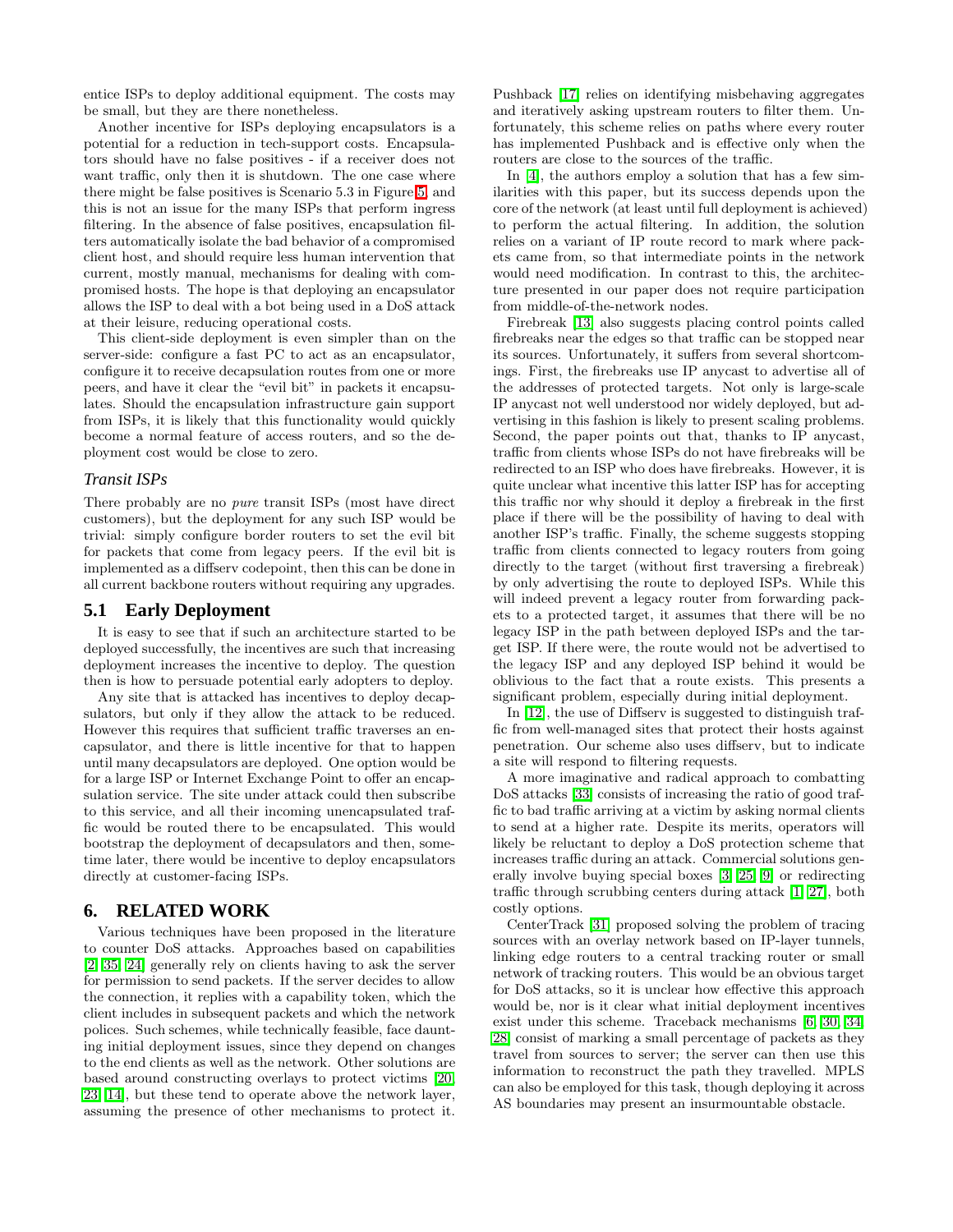entice ISPs to deploy additional equipment. The costs may be small, but they are there nonetheless.

Another incentive for ISPs deploying encapsulators is a potential for a reduction in tech-support costs. Encapsulators should have no false positives - if a receiver does not want traffic, only then it is shutdown. The one case where there might be false positives is Scenario 5.3 in Figure 5, and this is not an issue for the many ISPs that perform ingress filtering. In the absence of false positives, encapsulation filters automatically isolate the bad behavior of a compromised client host, and should require less human intervention that current, mostly manual, mechanisms for dealing with compromised hosts. The hope is that deploying an encapsulator allows the ISP to deal with a bot being used in a DoS attack at their leisure, reducing operational costs.

This client-side deployment is even simpler than on the server-side: configure a fast PC to act as an encapsulator, configure it to receive decapsulation routes from one or more peers, and have it clear the "evil bit" in packets it encapsulates. Should the encapsulation infrastructure gain support from ISPs, it is likely that this functionality would quickly become a normal feature of access routers, and so the deployment cost would be close to zero.

### *Transit ISPs*

There probably are no *pure* transit ISPs (most have direct customers), but the deployment for any such ISP would be trivial: simply configure border routers to set the evil bit for packets that come from legacy peers. If the evil bit is implemented as a diffserv codepoint, then this can be done in all current backbone routers without requiring any upgrades.

## 5.1 Early Deployment

It is easy to see that if such an architecture started to be deployed successfully, the incentives are such that increasing deployment increases the incentive to deploy. The question then is how to persuade potential early adopters to deploy.

Any site that is attacked has incentives to deploy decapsulators, but only if they allow the attack to be reduced. However this requires that sufficient traffic traverses an encapsulator, and there is little incentive for that to happen until many decapsulators are deployed. One option would be for a large ISP or Internet Exchange Point to offer an encapsulation service. The site under attack could then subscribe to this service, and all their incoming unencapsulated traffic would be routed there to be encapsulated. This would bootstrap the deployment of decapsulators and then, sometime later, there would be incentive to deploy encapsulators directly at customer-facing ISPs.

# 6. RELATED WORK

Various techniques have been proposed in the literature to counter DoS attacks. Approaches based on capabilities [2, 35, 24] generally rely on clients having to ask the server for permission to send packets. If the server decides to allow the connection, it replies with a capability token, which the client includes in subsequent packets and which the network polices. Such schemes, while technically feasible, face daunting initial deployment issues, since they depend on changes to the end clients as well as the network. Other solutions are based around constructing overlays to protect victims [20, 23, 14], but these tend to operate above the network layer, assuming the presence of other mechanisms to protect it. Pushback [17] relies on identifying misbehaving aggregates and iteratively asking upstream routers to filter them. Unfortunately, this scheme relies on paths where every router has implemented Pushback and is effective only when the routers are close to the sources of the traffic.

In [4], the authors employ a solution that has a few similarities with this paper, but its success depends upon the core of the network (at least until full deployment is achieved) to perform the actual filtering. In addition, the solution relies on a variant of IP route record to mark where packets came from, so that intermediate points in the network would need modification. In contrast to this, the architecture presented in our paper does not require participation from middle-of-the-network nodes.

Firebreak [13] also suggests placing control points called firebreaks near the edges so that traffic can be stopped near its sources. Unfortunately, it suffers from several shortcomings. First, the firebreaks use IP anycast to advertise all of the addresses of protected targets. Not only is large-scale IP anycast not well understood nor widely deployed, but advertising in this fashion is likely to present scaling problems. Second, the paper points out that, thanks to IP anycast, traffic from clients whose ISPs do not have firebreaks will be redirected to an ISP who does have firebreaks. However, it is quite unclear what incentive this latter ISP has for accepting this traffic nor why should it deploy a firebreak in the first place if there will be the possibility of having to deal with another ISP's traffic. Finally, the scheme suggests stopping traffic from clients connected to legacy routers from going directly to the target (without first traversing a firebreak) by only advertising the route to deployed ISPs. While this will indeed prevent a legacy router from forwarding packets to a protected target, it assumes that there will be no legacy ISP in the path between deployed ISPs and the target ISP. If there were, the route would not be advertised to the legacy ISP and any deployed ISP behind it would be oblivious to the fact that a route exists. This presents a significant problem, especially during initial deployment.

In [12], the use of Diffserv is suggested to distinguish traffic from well-managed sites that protect their hosts against penetration. Our scheme also uses diffserv, but to indicate a site will respond to filtering requests.

A more imaginative and radical approach to combatting DoS attacks [33] consists of increasing the ratio of good traffic to bad traffic arriving at a victim by asking normal clients to send at a higher rate. Despite its merits, operators will likely be reluctant to deploy a DoS protection scheme that increases traffic during an attack. Commercial solutions generally involve buying special boxes [3, 25, 9] or redirecting traffic through scrubbing centers during attack [1, 27], both costly options.

CenterTrack [31] proposed solving the problem of tracing sources with an overlay network based on IP-layer tunnels, linking edge routers to a central tracking router or small network of tracking routers. This would be an obvious target for DoS attacks, so it is unclear how effective this approach would be, nor is it clear what initial deployment incentives exist under this scheme. Traceback mechanisms [6, 30, 34, 28] consist of marking a small percentage of packets as they travel from sources to server; the server can then use this information to reconstruct the path they travelled. MPLS can also be employed for this task, though deploying it across AS boundaries may present an insurmountable obstacle.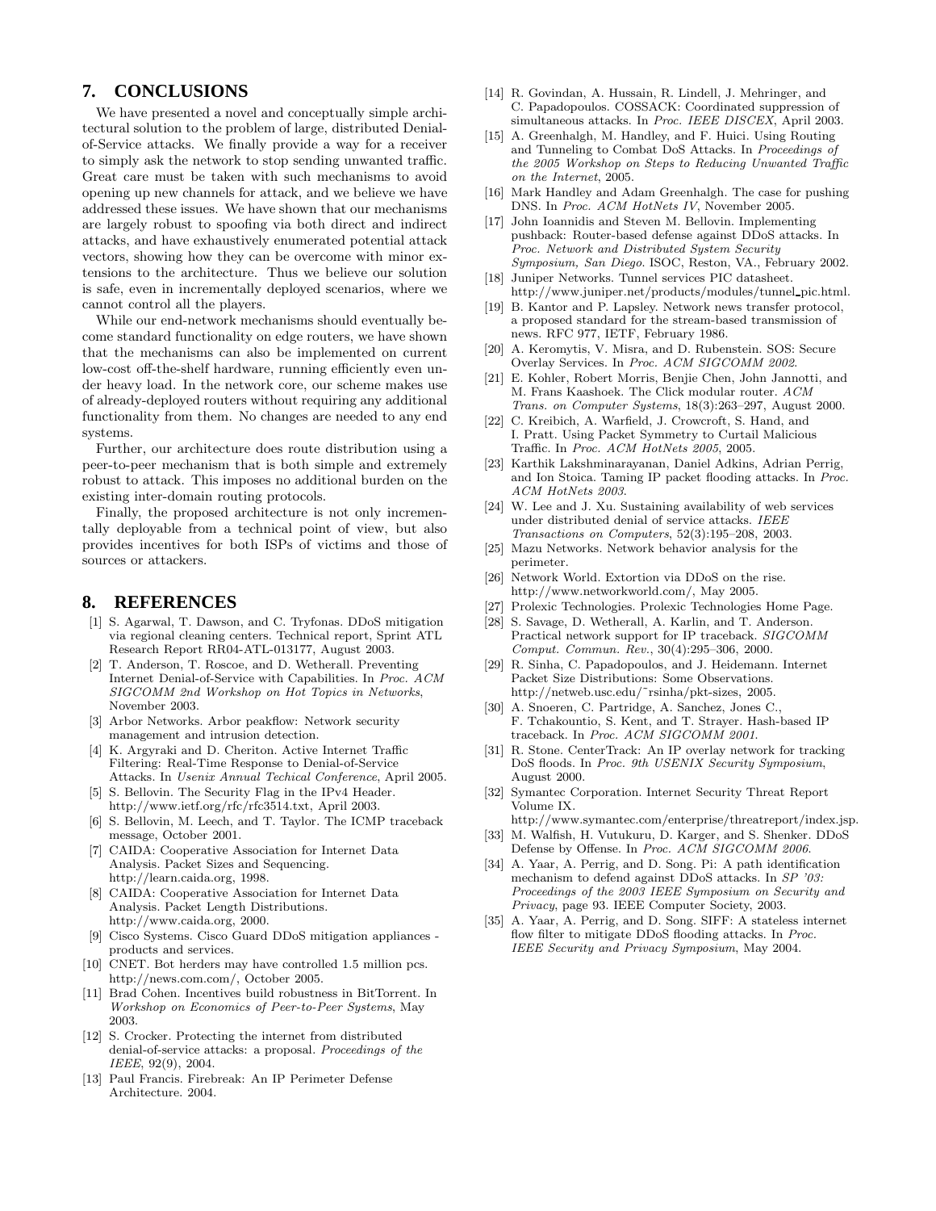## 7. CONCLUSIONS

We have presented a novel and conceptually simple architectural solution to the problem of large, distributed Denial-of-Service attacks. We finally provide a way for a receiver to simply ask the network to stop sending unwanted traffic. Great care must be taken with such mechanisms to avoid opening up new channels for attack, and we believe we have addressed these issues. We have shown that our mechanisms are largely robust to spoofing via both direct and indirect attacks, and have exhaustively enumerated potential attack vectors, showing how they can be overcome with minor extensions to the architecture. Thus we believe our solution is safe, even in incrementally deployed scenarios, where we cannot control all the players.

While our end-network mechanisms should eventually become standard functionality on edge routers, we have shown that the mechanisms can also be implemented on current low-cost off-the-shelf hardware, running efficiently even under heavy load. In the network core, our scheme makes use of already-deployed routers without requiring any additional functionality from them. No changes are needed to any end systems.

Further, our architecture does route distribution using a peer-to-peer mechanism that is both simple and extremely robust to attack. This imposes no additional burden on the existing inter-domain routing protocols.

Finally, the proposed architecture is not only incrementally deployable from a technical point of view, but also provides incentives for both ISPs of victims and those of sources or attackers.

## 8. REFERENCES

[1] S. Agarwal, T. Dawson, and C. Tryfonas. DDoS mitigation via regional cleaning centers. Technical report, Sprint ATL Research Report RR04-ATL-013177, August 2003.

[2] T. Anderson, T. Roscoe, and D. Wetherall. Preventing Internet Denial-of-Service with Capabilities. In *Proc. ACM SIGCOMM 2nd Workshop on Hot Topics in Networks*, November 2003.

[3] Arbor Networks. Arbor peakflow: Network security management and intrusion detection.

[4] K. Argyraki and D. Cheriton. Active Internet Traffic Filtering: Real-Time Response to Denial-of-Service Attacks. In *Usenix Annual Techical Conference*, April 2005.

[5] S. Bellovin. The Security Flag in the IPv4 Header. http://www.ietf.org/rfc/rfc3514.txt, April 2003.

[6] S. Bellovin, M. Leech, and T. Taylor. The ICMP traceback message, October 2001.

[7] CAIDA: Cooperative Association for Internet Data Analysis. Packet Sizes and Sequencing. http://learn.caida.org, 1998.

[8] CAIDA: Cooperative Association for Internet Data Analysis. Packet Length Distributions. http://www.caida.org, 2000.

[9] Cisco Systems. Cisco Guard DDoS mitigation appliances - products and services.

[10] CNET. Bot herders may have controlled 1.5 million pcs. http://news.com.com/, October 2005.

[11] Brad Cohen. Incentives build robustness in BitTorrent. In *Workshop on Economics of Peer-to-Peer Systems*, May 2003.

[12] S. Crocker. Protecting the internet from distributed denial-of-service attacks: a proposal. *Proceedings of the IEEE*, 92(9), 2004.

[13] Paul Francis. Firebreak: An IP Perimeter Defense Architecture. 2004.

[14] R. Govindan, A. Hussain, R. Lindell, J. Mehringer, and C. Papadopoulos. COSSACK: Coordinated suppression of simultaneous attacks. In *Proc. IEEE DISCEX*, April 2003.

[15] A. Greenhalgh, M. Handley, and F. Huici. Using Routing and Tunneling to Combat DoS Attacks. In *Proceedings of the 2005 Workshop on Steps to Reducing Unwanted Traffic on the Internet*, 2005.

[16] Mark Handley and Adam Greenhalgh. The case for pushing DNS. In *Proc. ACM HotNets IV*, November 2005.

[17] John Ioannidis and Steven M. Bellovin. Implementing pushback: Router-based defense against DDoS attacks. In *Proc. Network and Distributed System Security Symposium, San Diego*. ISOC, Reston, VA., February 2002.

[18] Juniper Networks. Tunnel services PIC datasheet. http://www.juniper.net/products/modules/tunnel_pic.html.

[19] B. Kantor and P. Lapsley. Network news transfer protocol, a proposed standard for the stream-based transmission of news. RFC 977, IETF, February 1986.

[20] A. Keromytis, V. Misra, and D. Rubenstein. SOS: Secure Overlay Services. In *Proc. ACM SIGCOMM 2002*.

[21] E. Kohler, Robert Morris, Benjie Chen, John Jannotti, and M. Frans Kaashoek. The Click modular router. *ACM Trans. on Computer Systems*, 18(3):263–297, August 2000.

[22] C. Kreibich, A. Warfield, J. Crowcroft, S. Hand, and I. Pratt. Using Packet Symmetry to Curtail Malicious Traffic. In *Proc. ACM HotNets 2005*, 2005.

[23] Karthik Lakshminarayanan, Daniel Adkins, Adrian Perrig, and Ion Stoica. Taming IP packet flooding attacks. In *Proc. ACM HotNets 2003*.

[24] W. Lee and J. Xu. Sustaining availability of web services under distributed denial of service attacks. *IEEE Transactions on Computers*, 52(3):195–208, 2003.

[25] Mazu Networks. Network behavior analysis for the perimeter.

[26] Network World. Extortion via DDoS on the rise. http://www.networkworld.com/, May 2005.

[27] Prolexic Technologies. Prolexic Technologies Home Page.

[28] S. Savage, D. Wetherall, A. Karlin, and T. Anderson. Practical network support for IP traceback. *SIGCOMM Comput. Commun. Rev.*, 30(4):295–306, 2000.

[29] R. Sinha, C. Papadopoulos, and J. Heidemann. Internet Packet Size Distributions: Some Observations. http://netweb.usc.edu/~rsinha/pkt-sizes, 2005.

[30] A. Snoeren, C. Partridge, A. Sanchez, Jones C., F. Tchakountio, S. Kent, and T. Strayer. Hash-based IP traceback. In *Proc. ACM SIGCOMM 2001*.

[31] R. Stone. CenterTrack: An IP overlay network for tracking DoS floods. In *Proc. 9th USENIX Security Symposium*, August 2000.

[32] Symantec Corporation. Internet Security Threat Report Volume IX. http://www.symantec.com/enterprise/threatreport/index.jsp.

[33] M. Walfish, H. Vutukuru, D. Karger, and S. Shenker. DDoS Defense by Offense. In *Proc. ACM SIGCOMM 2006*.

[34] A. Yaar, A. Perrig, and D. Song. Pi: A path identification mechanism to defend against DDoS attacks. In *SP '03: Proceedings of the 2003 IEEE Symposium on Security and Privacy*, page 93. IEEE Computer Society, 2003.

[35] A. Yaar, A. Perrig, and D. Song. SIFF: A stateless internet flow filter to mitigate DDoS flooding attacks. In *Proc. IEEE Security and Privacy Symposium*, May 2004.